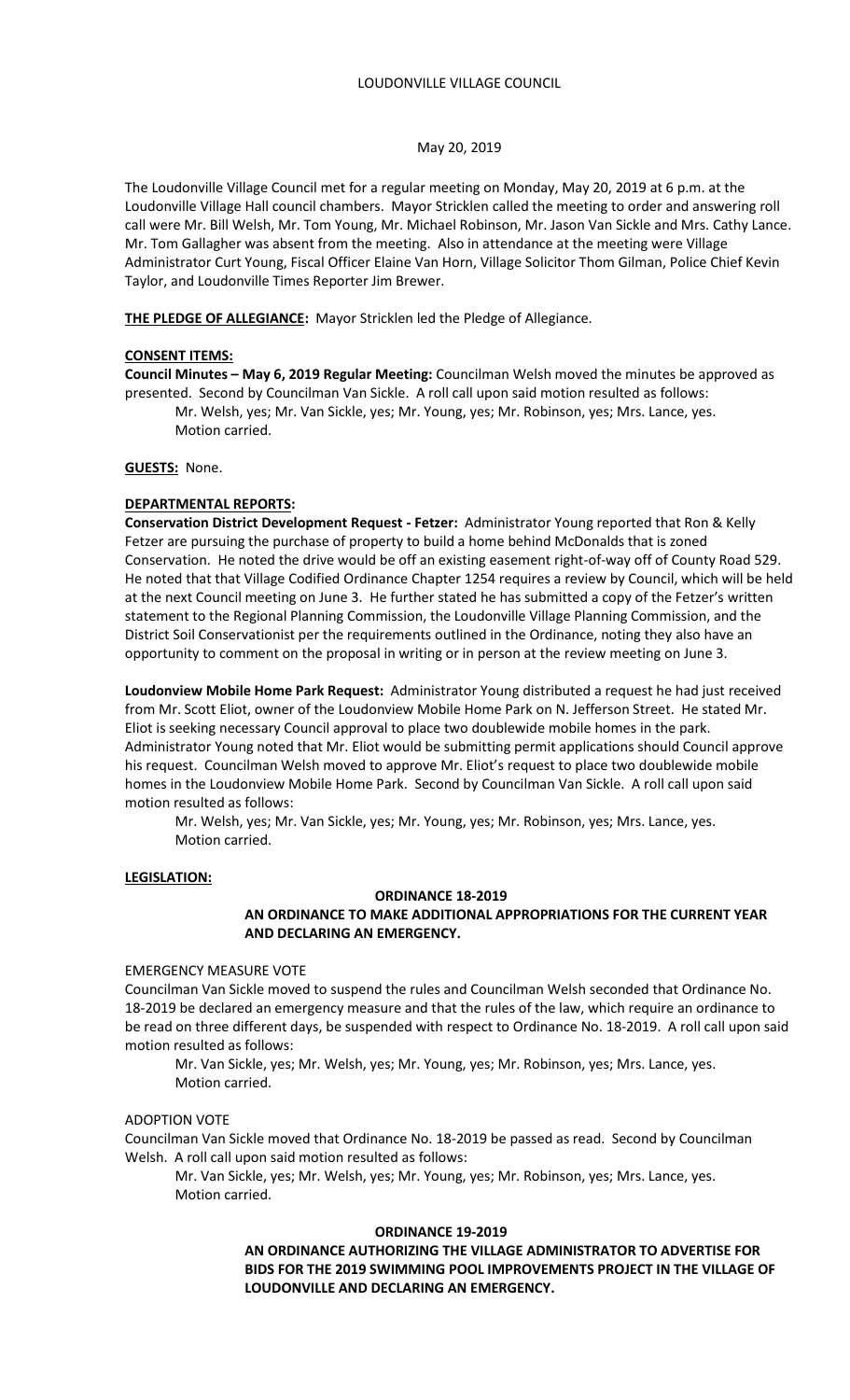# LOUDONVILLE VILLAGE COUNCIL

May 20, 2019

The Loudonville Village Council met for a regular meeting on Monday, May 20, 2019 at 6 p.m. at the Loudonville Village Hall council chambers. Mayor Stricklen called the meeting to order and answering roll call were Mr. Bill Welsh, Mr. Tom Young, Mr. Michael Robinson, Mr. Jason Van Sickle and Mrs. Cathy Lance. Mr. Tom Gallagher was absent from the meeting. Also in attendance at the meeting were Village Administrator Curt Young, Fiscal Officer Elaine Van Horn, Village Solicitor Thom Gilman, Police Chief Kevin Taylor, and Loudonville Times Reporter Jim Brewer.

**THE PLEDGE OF ALLEGIANCE:** Mayor Stricklen led the Pledge of Allegiance.

**CONSENT ITEMS:**

**Council Minutes – May 6, 2019 Regular Meeting:** Councilman Welsh moved the minutes be approved as presented. Second by Councilman Van Sickle. A roll call upon said motion resulted as follows:

Mr. Welsh, yes; Mr. Van Sickle, yes; Mr. Young, yes; Mr. Robinson, yes; Mrs. Lance, yes.
Motion carried.

**GUESTS:** None.

**DEPARTMENTAL REPORTS:**

**Conservation District Development Request - Fetzer:** Administrator Young reported that Ron & Kelly Fetzer are pursuing the purchase of property to build a home behind McDonalds that is zoned Conservation. He noted the drive would be off an existing easement right-of-way off of County Road 529. He noted that that Village Codified Ordinance Chapter 1254 requires a review by Council, which will be held at the next Council meeting on June 3. He further stated he has submitted a copy of the Fetzer's written statement to the Regional Planning Commission, the Loudonville Village Planning Commission, and the District Soil Conservationist per the requirements outlined in the Ordinance, noting they also have an opportunity to comment on the proposal in writing or in person at the review meeting on June 3.

**Loudonview Mobile Home Park Request:** Administrator Young distributed a request he had just received from Mr. Scott Eliot, owner of the Loudonview Mobile Home Park on N. Jefferson Street. He stated Mr. Eliot is seeking necessary Council approval to place two doublewide mobile homes in the park. Administrator Young noted that Mr. Eliot would be submitting permit applications should Council approve his request. Councilman Welsh moved to approve Mr. Eliot's request to place two doublewide mobile homes in the Loudonview Mobile Home Park. Second by Councilman Van Sickle. A roll call upon said motion resulted as follows:

Mr. Welsh, yes; Mr. Van Sickle, yes; Mr. Young, yes; Mr. Robinson, yes; Mrs. Lance, yes.
Motion carried.

**LEGISLATION:**

**ORDINANCE 18-2019**

**AN ORDINANCE TO MAKE ADDITIONAL APPROPRIATIONS FOR THE CURRENT YEAR AND DECLARING AN EMERGENCY.**

EMERGENCY MEASURE VOTE

Councilman Van Sickle moved to suspend the rules and Councilman Welsh seconded that Ordinance No. 18-2019 be declared an emergency measure and that the rules of the law, which require an ordinance to be read on three different days, be suspended with respect to Ordinance No. 18-2019. A roll call upon said motion resulted as follows:

Mr. Van Sickle, yes; Mr. Welsh, yes; Mr. Young, yes; Mr. Robinson, yes; Mrs. Lance, yes.
Motion carried.

ADOPTION VOTE

Councilman Van Sickle moved that Ordinance No. 18-2019 be passed as read. Second by Councilman Welsh. A roll call upon said motion resulted as follows:

Mr. Van Sickle, yes; Mr. Welsh, yes; Mr. Young, yes; Mr. Robinson, yes; Mrs. Lance, yes.
Motion carried.

**ORDINANCE 19-2019**

**AN ORDINANCE AUTHORIZING THE VILLAGE ADMINISTRATOR TO ADVERTISE FOR BIDS FOR THE 2019 SWIMMING POOL IMPROVEMENTS PROJECT IN THE VILLAGE OF LOUDONVILLE AND DECLARING AN EMERGENCY.**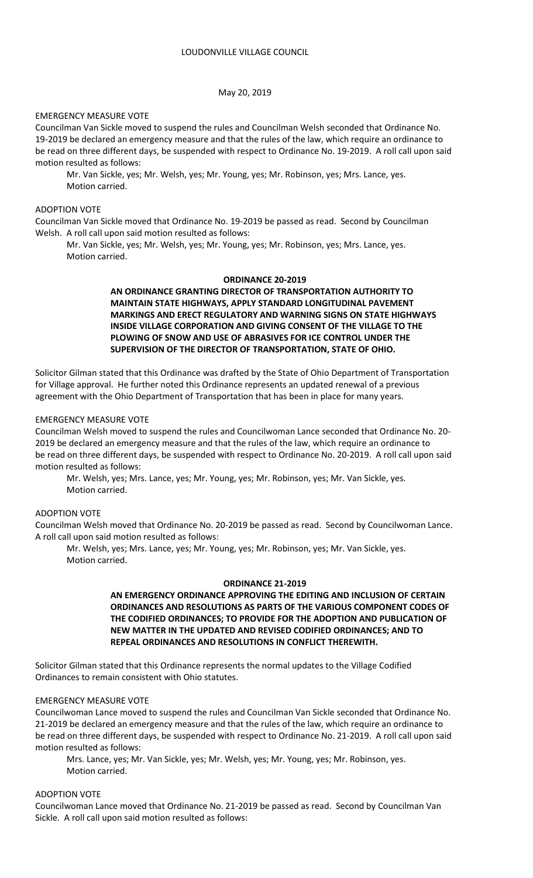LOUDONVILLE VILLAGE COUNCIL

May 20, 2019

EMERGENCY MEASURE VOTE

Councilman Van Sickle moved to suspend the rules and Councilman Welsh seconded that Ordinance No. 19-2019 be declared an emergency measure and that the rules of the law, which require an ordinance to be read on three different days, be suspended with respect to Ordinance No. 19-2019. A roll call upon said motion resulted as follows:

Mr. Van Sickle, yes; Mr. Welsh, yes; Mr. Young, yes; Mr. Robinson, yes; Mrs. Lance, yes.
Motion carried.

ADOPTION VOTE

Councilman Van Sickle moved that Ordinance No. 19-2019 be passed as read. Second by Councilman Welsh. A roll call upon said motion resulted as follows:

Mr. Van Sickle, yes; Mr. Welsh, yes; Mr. Young, yes; Mr. Robinson, yes; Mrs. Lance, yes.
Motion carried.

**ORDINANCE 20-2019**

**AN ORDINANCE GRANTING DIRECTOR OF TRANSPORTATION AUTHORITY TO MAINTAIN STATE HIGHWAYS, APPLY STANDARD LONGITUDINAL PAVEMENT MARKINGS AND ERECT REGULATORY AND WARNING SIGNS ON STATE HIGHWAYS INSIDE VILLAGE CORPORATION AND GIVING CONSENT OF THE VILLAGE TO THE PLOWING OF SNOW AND USE OF ABRASIVES FOR ICE CONTROL UNDER THE SUPERVISION OF THE DIRECTOR OF TRANSPORTATION, STATE OF OHIO.**

Solicitor Gilman stated that this Ordinance was drafted by the State of Ohio Department of Transportation for Village approval. He further noted this Ordinance represents an updated renewal of a previous agreement with the Ohio Department of Transportation that has been in place for many years.

EMERGENCY MEASURE VOTE

Councilman Welsh moved to suspend the rules and Councilwoman Lance seconded that Ordinance No. 20-2019 be declared an emergency measure and that the rules of the law, which require an ordinance to be read on three different days, be suspended with respect to Ordinance No. 20-2019. A roll call upon said motion resulted as follows:

Mr. Welsh, yes; Mrs. Lance, yes; Mr. Young, yes; Mr. Robinson, yes; Mr. Van Sickle, yes.
Motion carried.

ADOPTION VOTE

Councilman Welsh moved that Ordinance No. 20-2019 be passed as read. Second by Councilwoman Lance. A roll call upon said motion resulted as follows:

Mr. Welsh, yes; Mrs. Lance, yes; Mr. Young, yes; Mr. Robinson, yes; Mr. Van Sickle, yes.
Motion carried.

**ORDINANCE 21-2019**

**AN EMERGENCY ORDINANCE APPROVING THE EDITING AND INCLUSION OF CERTAIN ORDINANCES AND RESOLUTIONS AS PARTS OF THE VARIOUS COMPONENT CODES OF THE CODIFIED ORDINANCES; TO PROVIDE FOR THE ADOPTION AND PUBLICATION OF NEW MATTER IN THE UPDATED AND REVISED CODIFIED ORDINANCES; AND TO REPEAL ORDINANCES AND RESOLUTIONS IN CONFLICT THEREWITH.**

Solicitor Gilman stated that this Ordinance represents the normal updates to the Village Codified Ordinances to remain consistent with Ohio statutes.

EMERGENCY MEASURE VOTE

Councilwoman Lance moved to suspend the rules and Councilman Van Sickle seconded that Ordinance No. 21-2019 be declared an emergency measure and that the rules of the law, which require an ordinance to be read on three different days, be suspended with respect to Ordinance No. 21-2019. A roll call upon said motion resulted as follows:

Mrs. Lance, yes; Mr. Van Sickle, yes; Mr. Welsh, yes; Mr. Young, yes; Mr. Robinson, yes.
Motion carried.

ADOPTION VOTE

Councilwoman Lance moved that Ordinance No. 21-2019 be passed as read. Second by Councilman Van Sickle. A roll call upon said motion resulted as follows: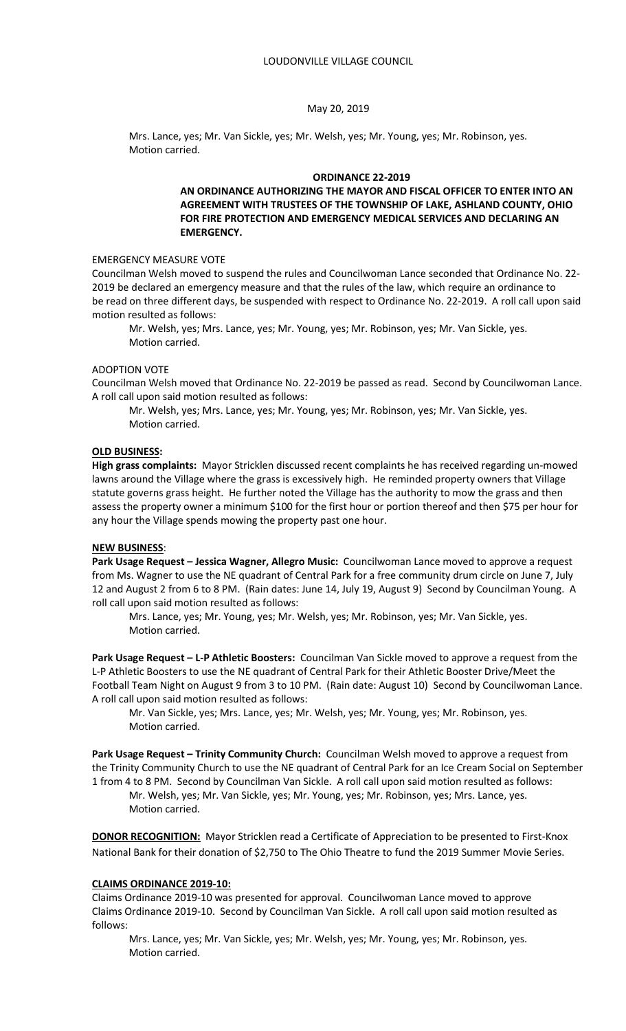Mrs. Lance, yes; Mr. Van Sickle, yes; Mr. Welsh, yes; Mr. Young, yes; Mr. Robinson, yes.
Motion carried.

## ORDINANCE 22-2019

**AN ORDINANCE AUTHORIZING THE MAYOR AND FISCAL OFFICER TO ENTER INTO AN AGREEMENT WITH TRUSTEES OF THE TOWNSHIP OF LAKE, ASHLAND COUNTY, OHIO FOR FIRE PROTECTION AND EMERGENCY MEDICAL SERVICES AND DECLARING AN EMERGENCY.**

EMERGENCY MEASURE VOTE

Councilman Welsh moved to suspend the rules and Councilwoman Lance seconded that Ordinance No. 22-2019 be declared an emergency measure and that the rules of the law, which require an ordinance to be read on three different days, be suspended with respect to Ordinance No. 22-2019. A roll call upon said motion resulted as follows:

Mr. Welsh, yes; Mrs. Lance, yes; Mr. Young, yes; Mr. Robinson, yes; Mr. Van Sickle, yes.
Motion carried.

ADOPTION VOTE

Councilman Welsh moved that Ordinance No. 22-2019 be passed as read. Second by Councilwoman Lance. A roll call upon said motion resulted as follows:

Mr. Welsh, yes; Mrs. Lance, yes; Mr. Young, yes; Mr. Robinson, yes; Mr. Van Sickle, yes.
Motion carried.

**OLD BUSINESS:**

**High grass complaints:** Mayor Stricklen discussed recent complaints he has received regarding un-mowed lawns around the Village where the grass is excessively high. He reminded property owners that Village statute governs grass height. He further noted the Village has the authority to mow the grass and then assess the property owner a minimum $100 for the first hour or portion thereof and then $75 per hour for any hour the Village spends mowing the property past one hour.

**NEW BUSINESS:**

**Park Usage Request – Jessica Wagner, Allegro Music:** Councilwoman Lance moved to approve a request from Ms. Wagner to use the NE quadrant of Central Park for a free community drum circle on June 7, July 12 and August 2 from 6 to 8 PM. (Rain dates: June 14, July 19, August 9) Second by Councilman Young. A roll call upon said motion resulted as follows:

Mrs. Lance, yes; Mr. Young, yes; Mr. Welsh, yes; Mr. Robinson, yes; Mr. Van Sickle, yes.
Motion carried.

**Park Usage Request – L-P Athletic Boosters:** Councilman Van Sickle moved to approve a request from the L-P Athletic Boosters to use the NE quadrant of Central Park for their Athletic Booster Drive/Meet the Football Team Night on August 9 from 3 to 10 PM. (Rain date: August 10) Second by Councilwoman Lance. A roll call upon said motion resulted as follows:

Mr. Van Sickle, yes; Mrs. Lance, yes; Mr. Welsh, yes; Mr. Young, yes; Mr. Robinson, yes.
Motion carried.

**Park Usage Request – Trinity Community Church:** Councilman Welsh moved to approve a request from the Trinity Community Church to use the NE quadrant of Central Park for an Ice Cream Social on September 1 from 4 to 8 PM. Second by Councilman Van Sickle. A roll call upon said motion resulted as follows:

Mr. Welsh, yes; Mr. Van Sickle, yes; Mr. Young, yes; Mr. Robinson, yes; Mrs. Lance, yes.
Motion carried.

**DONOR RECOGNITION:** Mayor Stricklen read a Certificate of Appreciation to be presented to First-Knox National Bank for their donation of $2,750 to The Ohio Theatre to fund the 2019 Summer Movie Series.

**CLAIMS ORDINANCE 2019-10:**

Claims Ordinance 2019-10 was presented for approval. Councilwoman Lance moved to approve Claims Ordinance 2019-10. Second by Councilman Van Sickle. A roll call upon said motion resulted as follows:

Mrs. Lance, yes; Mr. Van Sickle, yes; Mr. Welsh, yes; Mr. Young, yes; Mr. Robinson, yes.
Motion carried.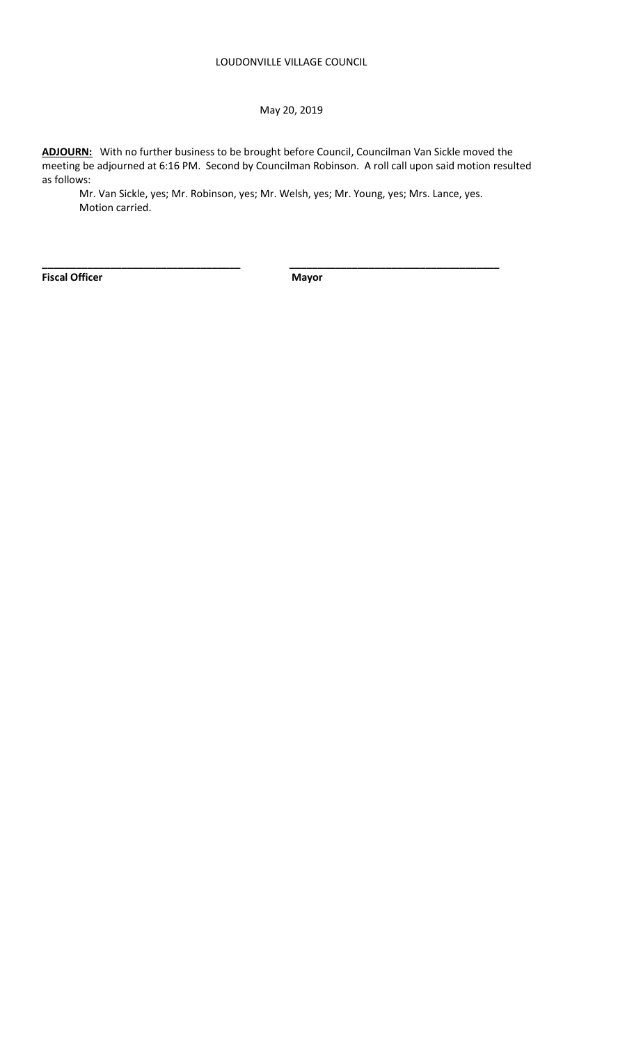LOUDONVILLE VILLAGE COUNCIL

May 20, 2019

**ADJOURN:** With no further business to be brought before Council, Councilman Van Sickle moved the meeting be adjourned at 6:16 PM. Second by Councilman Robinson. A roll call upon said motion resulted as follows:

Mr. Van Sickle, yes; Mr. Robinson, yes; Mr. Welsh, yes; Mr. Young, yes; Mrs. Lance, yes.
Motion carried.

\_\_\_\_\_\_\_\_\_\_\_\_\_\_\_\_\_\_\_\_\_\_\_\_\_\_\_\_\_\_\_\_\_\_ \_\_\_\_\_\_\_\_\_\_\_\_\_\_\_\_\_\_\_\_\_\_\_\_\_\_\_\_\_\_\_\_\_\_\_\_

**Fiscal Officer** **Mayor**